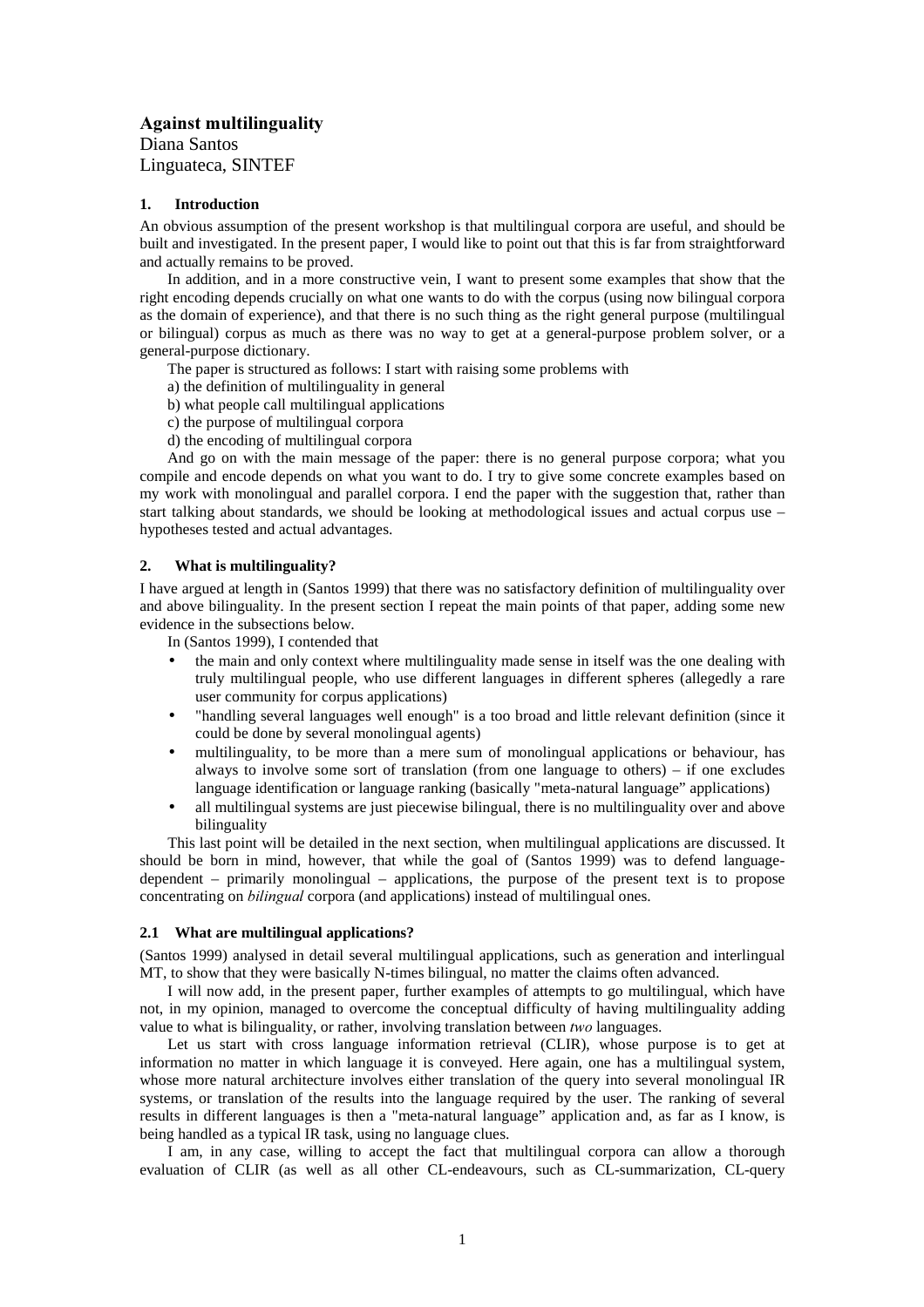# Against multilinguality

Diana Santos
Linguateca, SINTEF

## 1. Introduction

An obvious assumption of the present workshop is that multilingual corpora are useful, and should be built and investigated. In the present paper, I would like to point out that this is far from straightforward and actually remains to be proved.

In addition, and in a more constructive vein, I want to present some examples that show that the right encoding depends crucially on what one wants to do with the corpus (using now bilingual corpora as the domain of experience), and that there is no such thing as the right general purpose (multilingual or bilingual) corpus as much as there was no way to get at a general-purpose problem solver, or a general-purpose dictionary.

The paper is structured as follows: I start with raising some problems with

a) the definition of multilinguality in general

b) what people call multilingual applications

c) the purpose of multilingual corpora

d) the encoding of multilingual corpora

And go on with the main message of the paper: there is no general purpose corpora; what you compile and encode depends on what you want to do. I try to give some concrete examples based on my work with monolingual and parallel corpora. I end the paper with the suggestion that, rather than start talking about standards, we should be looking at methodological issues and actual corpus use – hypotheses tested and actual advantages.

## 2. What is multilinguality?

I have argued at length in (Santos 1999) that there was no satisfactory definition of multilinguality over and above bilinguality. In the present section I repeat the main points of that paper, adding some new evidence in the subsections below.

In (Santos 1999), I contended that

- the main and only context where multilinguality made sense in itself was the one dealing with truly multilingual people, who use different languages in different spheres (allegedly a rare user community for corpus applications)
- "handling several languages well enough" is a too broad and little relevant definition (since it could be done by several monolingual agents)
- multilinguality, to be more than a mere sum of monolingual applications or behaviour, has always to involve some sort of translation (from one language to others) – if one excludes language identification or language ranking (basically "meta-natural language" applications)
- all multilingual systems are just piecewise bilingual, there is no multilinguality over and above bilinguality

This last point will be detailed in the next section, when multilingual applications are discussed. It should be born in mind, however, that while the goal of (Santos 1999) was to defend language-dependent – primarily monolingual – applications, the purpose of the present text is to propose concentrating on *bilingual* corpora (and applications) instead of multilingual ones.

### 2.1 What are multilingual applications?

(Santos 1999) analysed in detail several multilingual applications, such as generation and interlingual MT, to show that they were basically N-times bilingual, no matter the claims often advanced.

I will now add, in the present paper, further examples of attempts to go multilingual, which have not, in my opinion, managed to overcome the conceptual difficulty of having multilinguality adding value to what is bilinguality, or rather, involving translation between *two* languages.

Let us start with cross language information retrieval (CLIR), whose purpose is to get at information no matter in which language it is conveyed. Here again, one has a multilingual system, whose more natural architecture involves either translation of the query into several monolingual IR systems, or translation of the results into the language required by the user. The ranking of several results in different languages is then a "meta-natural language" application and, as far as I know, is being handled as a typical IR task, using no language clues.

I am, in any case, willing to accept the fact that multilingual corpora can allow a thorough evaluation of CLIR (as well as all other CL-endeavours, such as CL-summarization, CL-query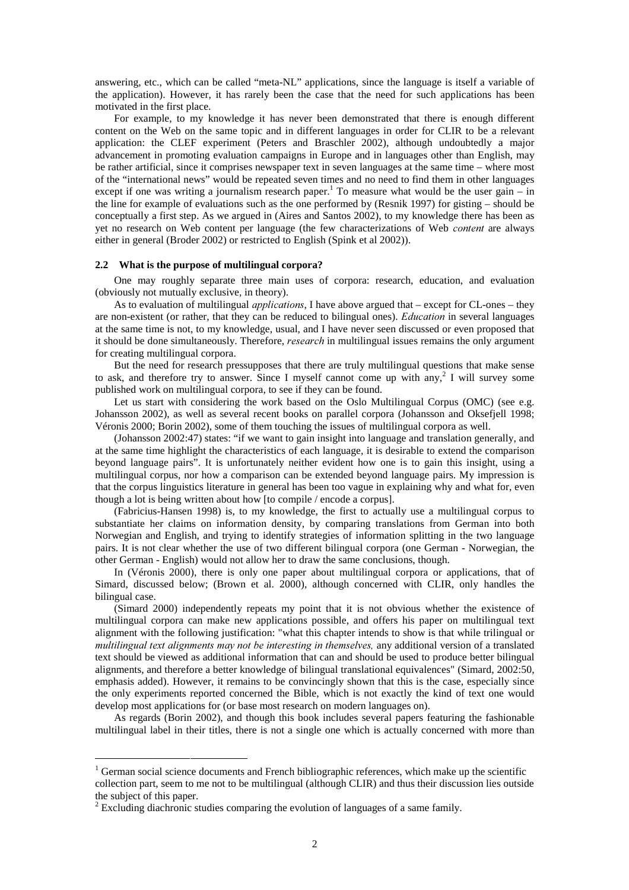answering, etc., which can be called "meta-NL" applications, since the language is itself a variable of the application). However, it has rarely been the case that the need for such applications has been motivated in the first place.

For example, to my knowledge it has never been demonstrated that there is enough different content on the Web on the same topic and in different languages in order for CLIR to be a relevant application: the CLEF experiment (Peters and Braschler 2002), although undoubtedly a major advancement in promoting evaluation campaigns in Europe and in languages other than English, may be rather artificial, since it comprises newspaper text in seven languages at the same time – where most of the "international news" would be repeated seven times and no need to find them in other languages except if one was writing a journalism research paper.[1] To measure what would be the user gain – in the line for example of evaluations such as the one performed by (Resnik 1997) for gisting – should be conceptually a first step. As we argued in (Aires and Santos 2002), to my knowledge there has been as yet no research on Web content per language (the few characterizations of Web *content* are always either in general (Broder 2002) or restricted to English (Spink et al 2002)).

### 2.2 What is the purpose of multilingual corpora?

One may roughly separate three main uses of corpora: research, education, and evaluation (obviously not mutually exclusive, in theory).

As to evaluation of multilingual *applications*, I have above argued that – except for CL-ones – they are non-existent (or rather, that they can be reduced to bilingual ones). *Education* in several languages at the same time is not, to my knowledge, usual, and I have never seen discussed or even proposed that it should be done simultaneously. Therefore, *research* in multilingual issues remains the only argument for creating multilingual corpora.

But the need for research pressupposes that there are truly multilingual questions that make sense to ask, and therefore try to answer. Since I myself cannot come up with any,[2] I will survey some published work on multilingual corpora, to see if they can be found.

Let us start with considering the work based on the Oslo Multilingual Corpus (OMC) (see e.g. Johansson 2002), as well as several recent books on parallel corpora (Johansson and Oksefjell 1998; Véronis 2000; Borin 2002), some of them touching the issues of multilingual corpora as well.

(Johansson 2002:47) states: "if we want to gain insight into language and translation generally, and at the same time highlight the characteristics of each language, it is desirable to extend the comparison beyond language pairs". It is unfortunately neither evident how one is to gain this insight, using a multilingual corpus, nor how a comparison can be extended beyond language pairs. My impression is that the corpus linguistics literature in general has been too vague in explaining why and what for, even though a lot is being written about how [to compile / encode a corpus].

(Fabricius-Hansen 1998) is, to my knowledge, the first to actually use a multilingual corpus to substantiate her claims on information density, by comparing translations from German into both Norwegian and English, and trying to identify strategies of information splitting in the two language pairs. It is not clear whether the use of two different bilingual corpora (one German - Norwegian, the other German - English) would not allow her to draw the same conclusions, though.

In (Véronis 2000), there is only one paper about multilingual corpora or applications, that of Simard, discussed below; (Brown et al. 2000), although concerned with CLIR, only handles the bilingual case.

(Simard 2000) independently repeats my point that it is not obvious whether the existence of multilingual corpora can make new applications possible, and offers his paper on multilingual text alignment with the following justification: "what this chapter intends to show is that while trilingual or *multilingual text alignments may not be interesting in themselves,* any additional version of a translated text should be viewed as additional information that can and should be used to produce better bilingual alignments, and therefore a better knowledge of bilingual translational equivalences" (Simard, 2002:50, emphasis added). However, it remains to be convincingly shown that this is the case, especially since the only experiments reported concerned the Bible, which is not exactly the kind of text one would develop most applications for (or base most research on modern languages on).

As regards (Borin 2002), and though this book includes several papers featuring the fashionable multilingual label in their titles, there is not a single one which is actually concerned with more than

[1] German social science documents and French bibliographic references, which make up the scientific collection part, seem to me not to be multilingual (although CLIR) and thus their discussion lies outside the subject of this paper.

[2] Excluding diachronic studies comparing the evolution of languages of a same family.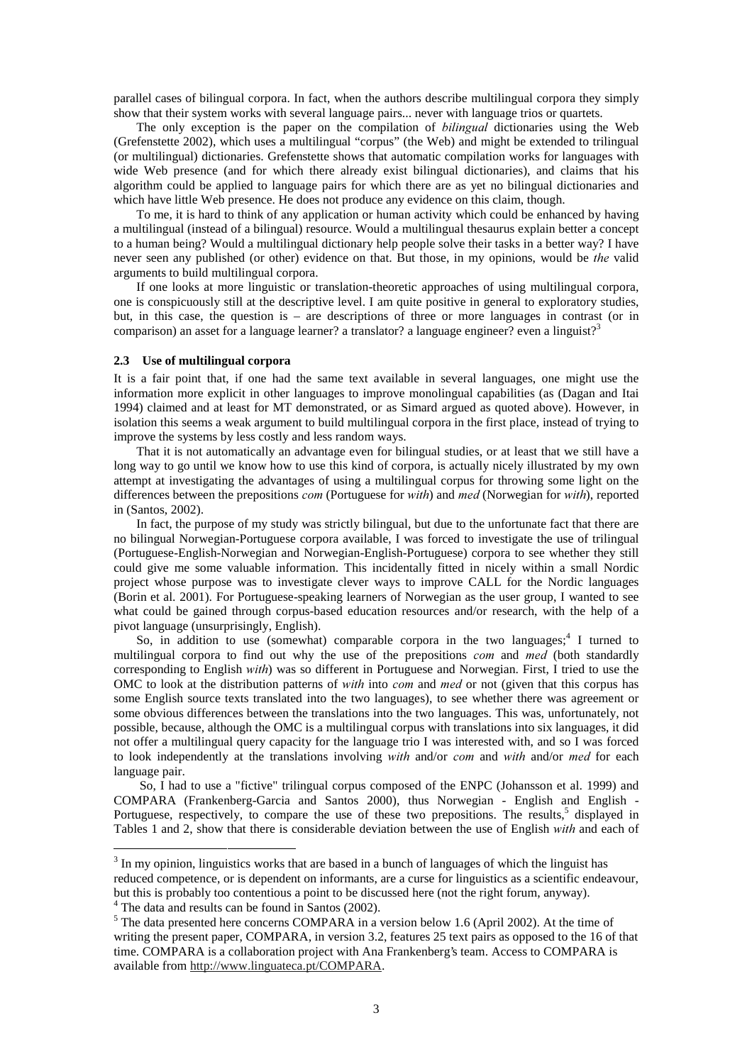parallel cases of bilingual corpora. In fact, when the authors describe multilingual corpora they simply show that their system works with several language pairs... never with language trios or quartets.

The only exception is the paper on the compilation of *bilingual* dictionaries using the Web (Grefenstette 2002), which uses a multilingual "corpus" (the Web) and might be extended to trilingual (or multilingual) dictionaries. Grefenstette shows that automatic compilation works for languages with wide Web presence (and for which there already exist bilingual dictionaries), and claims that his algorithm could be applied to language pairs for which there are as yet no bilingual dictionaries and which have little Web presence. He does not produce any evidence on this claim, though.

To me, it is hard to think of any application or human activity which could be enhanced by having a multilingual (instead of a bilingual) resource. Would a multilingual thesaurus explain better a concept to a human being? Would a multilingual dictionary help people solve their tasks in a better way? I have never seen any published (or other) evidence on that. But those, in my opinions, would be *the* valid arguments to build multilingual corpora.

If one looks at more linguistic or translation-theoretic approaches of using multilingual corpora, one is conspicuously still at the descriptive level. I am quite positive in general to exploratory studies, but, in this case, the question is – are descriptions of three or more languages in contrast (or in comparison) an asset for a language learner? a translator? a language engineer? even a linguist?[3]

### 2.3 Use of multilingual corpora

It is a fair point that, if one had the same text available in several languages, one might use the information more explicit in other languages to improve monolingual capabilities (as (Dagan and Itai 1994) claimed and at least for MT demonstrated, or as Simard argued as quoted above). However, in isolation this seems a weak argument to build multilingual corpora in the first place, instead of trying to improve the systems by less costly and less random ways.

That it is not automatically an advantage even for bilingual studies, or at least that we still have a long way to go until we know how to use this kind of corpora, is actually nicely illustrated by my own attempt at investigating the advantages of using a multilingual corpus for throwing some light on the differences between the prepositions *com* (Portuguese for *with*) and *med* (Norwegian for *with*), reported in (Santos, 2002).

In fact, the purpose of my study was strictly bilingual, but due to the unfortunate fact that there are no bilingual Norwegian-Portuguese corpora available, I was forced to investigate the use of trilingual (Portuguese-English-Norwegian and Norwegian-English-Portuguese) corpora to see whether they still could give me some valuable information. This incidentally fitted in nicely within a small Nordic project whose purpose was to investigate clever ways to improve CALL for the Nordic languages (Borin et al. 2001). For Portuguese-speaking learners of Norwegian as the user group, I wanted to see what could be gained through corpus-based education resources and/or research, with the help of a pivot language (unsurprisingly, English).

So, in addition to use (somewhat) comparable corpora in the two languages;[4] I turned to multilingual corpora to find out why the use of the prepositions *com* and *med* (both standardly corresponding to English *with*) was so different in Portuguese and Norwegian. First, I tried to use the OMC to look at the distribution patterns of *with* into *com* and *med* or not (given that this corpus has some English source texts translated into the two languages), to see whether there was agreement or some obvious differences between the translations into the two languages. This was, unfortunately, not possible, because, although the OMC is a multilingual corpus with translations into six languages, it did not offer a multilingual query capacity for the language trio I was interested with, and so I was forced to look independently at the translations involving *with* and/or *com* and *with* and/or *med* for each language pair.

So, I had to use a "fictive" trilingual corpus composed of the ENPC (Johansson et al. 1999) and COMPARA (Frankenberg-Garcia and Santos 2000), thus Norwegian - English and English - Portuguese, respectively, to compare the use of these two prepositions. The results,[5] displayed in Tables 1 and 2, show that there is considerable deviation between the use of English *with* and each of

---

[3] In my opinion, linguistics works that are based in a bunch of languages of which the linguist has reduced competence, or is dependent on informants, are a curse for linguistics as a scientific endeavour, but this is probably too contentious a point to be discussed here (not the right forum, anyway).

[4] The data and results can be found in Santos (2002).

[5] The data presented here concerns COMPARA in a version below 1.6 (April 2002). At the time of writing the present paper, COMPARA, in version 3.2, features 25 text pairs as opposed to the 16 of that time. COMPARA is a collaboration project with Ana Frankenberg's team. Access to COMPARA is available from http://www.linguateca.pt/COMPARA.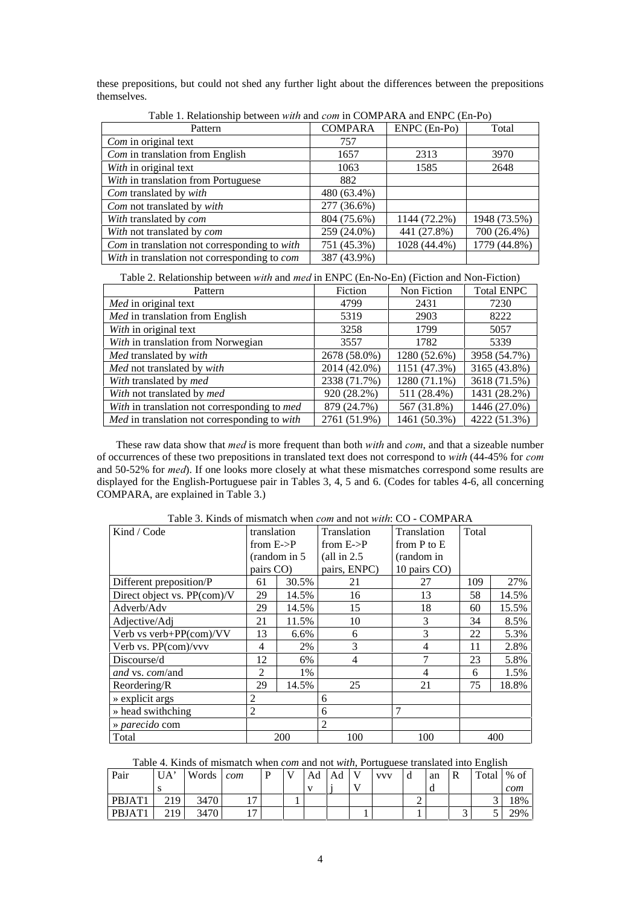these prepositions, but could not shed any further light about the differences between the prepositions themselves.

Table 1. Relationship between *with* and *com* in COMPARA and ENPC (En-Po)

| Pattern | COMPARA | ENPC (En-Po) | Total |
|---|---|---|---|
| *Com* in original text | 757 | | |
| *Com* in translation from English | 1657 | 2313 | 3970 |
| *With* in original text | 1063 | 1585 | 2648 |
| *With* in translation from Portuguese | 882 | | |
| *Com* translated by *with* | 480 (63.4%) | | |
| *Com* not translated by *with* | 277 (36.6%) | | |
| *With* translated by *com* | 804 (75.6%) | 1144 (72.2%) | 1948 (73.5%) |
| *With* not translated by *com* | 259 (24.0%) | 441 (27.8%) | 700 (26.4%) |
| *Com* in translation not corresponding to *with* | 751 (45.3%) | 1028 (44.4%) | 1779 (44.8%) |
| *With* in translation not corresponding to *com* | 387 (43.9%) | | |

Table 2. Relationship between *with* and *med* in ENPC (En-No-En) (Fiction and Non-Fiction)

| Pattern | Fiction | Non Fiction | Total ENPC |
|---|---|---|---|
| *Med* in original text | 4799 | 2431 | 7230 |
| *Med* in translation from English | 5319 | 2903 | 8222 |
| *With* in original text | 3258 | 1799 | 5057 |
| *With* in translation from Norwegian | 3557 | 1782 | 5339 |
| *Med* translated by *with* | 2678 (58.0%) | 1280 (52.6%) | 3958 (54.7%) |
| *Med* not translated by *with* | 2014 (42.0%) | 1151 (47.3%) | 3165 (43.8%) |
| *With* translated by *med* | 2338 (71.7%) | 1280 (71.1%) | 3618 (71.5%) |
| *With* not translated by *med* | 920 (28.2%) | 511 (28.4%) | 1431 (28.2%) |
| *With* in translation not corresponding to *med* | 879 (24.7%) | 567 (31.8%) | 1446 (27.0%) |
| *Med* in translation not corresponding to *with* | 2761 (51.9%) | 1461 (50.3%) | 4222 (51.3%) |

These raw data show that *med* is more frequent than both *with* and *com*, and that a sizeable number of occurrences of these two prepositions in translated text does not correspond to *with* (44-45% for *com* and 50-52% for *med*). If one looks more closely at what these mismatches correspond some results are displayed for the English-Portuguese pair in Tables 3, 4, 5 and 6. (Codes for tables 4-6, all concerning COMPARA, are explained in Table 3.)

Table 3. Kinds of mismatch when *com* and not *with*: CO - COMPARA

| Kind / Code | translation from E->P (random in 5 pairs CO) | | Translation from E->P (all in 2.5 pairs, ENPC) | Translation from P to E (random in 10 pairs CO) | Total | |
|---|---|---|---|---|---|---|
| Different preposition/P | 61 | 30.5% | 21 | 27 | 109 | 27% |
| Direct object vs. PP(com)/V | 29 | 14.5% | 16 | 13 | 58 | 14.5% |
| Adverb/Adv | 29 | 14.5% | 15 | 18 | 60 | 15.5% |
| Adjective/Adj | 21 | 11.5% | 10 | 3 | 34 | 8.5% |
| Verb vs verb+PP(com)/VV | 13 | 6.6% | 6 | 3 | 22 | 5.3% |
| Verb vs. PP(com)/vvv | 4 | 2% | 3 | 4 | 11 | 2.8% |
| Discourse/d | 12 | 6% | 4 | 7 | 23 | 5.8% |
| *and* vs. *com*/and | 2 | 1% | | 4 | 6 | 1.5% |
| Reordering/R | 29 | 14.5% | 25 | 21 | 75 | 18.8% |
| » explicit args | 2 | | 6 | | | |
| » head swithching | 2 | | 6 | 7 | | |
| » *parecido* com | | | 2 | | | |
| Total | 200 | | 100 | 100 | 400 | |

Table 4. Kinds of mismatch when *com* and not *with*, Portuguese translated into English

| Pair | UA's | Words | *com* | P | V | Adv | Adj | VV | vvv | d | and | R | Total | % of *com* |
|---|---|---|---|---|---|---|---|---|---|---|---|---|---|---|
| PBJAT1 | 219 | 3470 | 17 | | 1 | | | | | 2 | | | 3 | 18% |
| PBJAT1 | 219 | 3470 | 17 | | | | | 1 | | 1 | | 3 | 5 | 29% |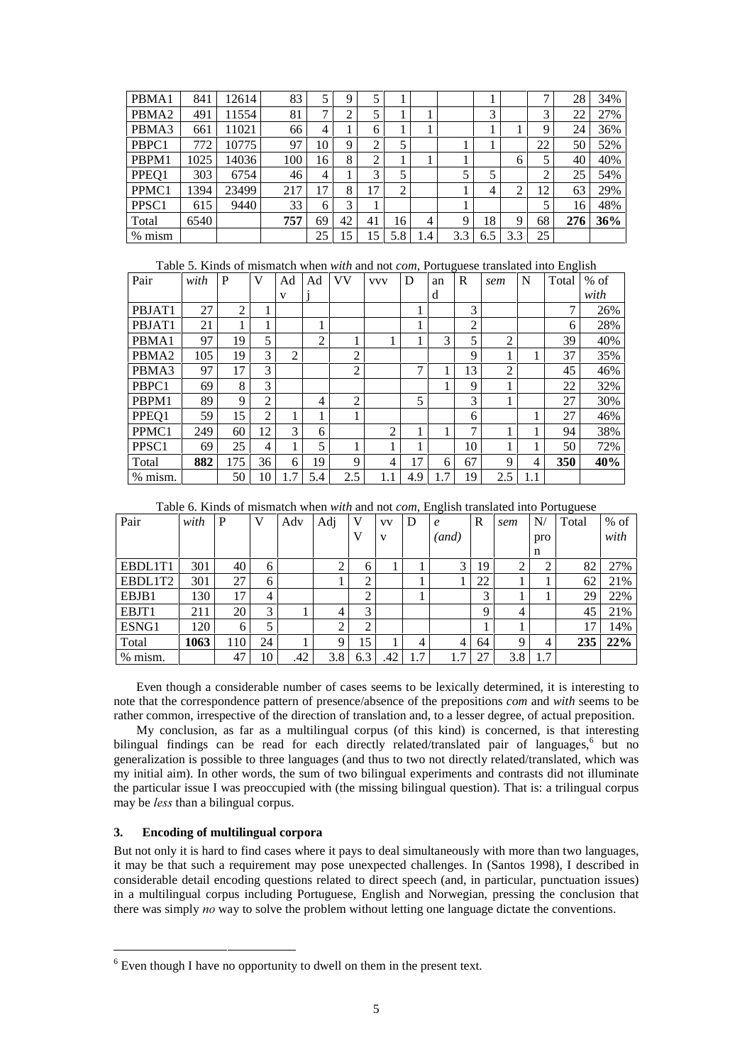| | | | | | | | | | | | | | | |
|---|---|---|---|---|---|---|---|---|---|---|---|---|---|---|
| PBMA1 | 841 | 12614 | 83 | 5 | 9 | 5 | 1 | | | 1 | | 7 | 28 | 34% |
| PBMA2 | 491 | 11554 | 81 | 7 | 2 | 5 | 1 | 1 | | 3 | | 3 | 22 | 27% |
| PBMA3 | 661 | 11021 | 66 | 4 | 1 | 6 | 1 | 1 | | 1 | 1 | 9 | 24 | 36% |
| PBPC1 | 772 | 10775 | 97 | 10 | 9 | 2 | 5 | | 1 | 1 | | 22 | 50 | 52% |
| PBPM1 | 1025 | 14036 | 100 | 16 | 8 | 2 | 1 | 1 | 1 | | 6 | 5 | 40 | 40% |
| PPEQ1 | 303 | 6754 | 46 | 4 | 1 | 3 | 5 | | 5 | 5 | | 2 | 25 | 54% |
| PPMC1 | 1394 | 23499 | 217 | 17 | 8 | 17 | 2 | | 1 | 4 | 2 | 12 | 63 | 29% |
| PPSC1 | 615 | 9440 | 33 | 6 | 3 | 1 | | | 1 | | | 5 | 16 | 48% |
| Total | 6540 | | **757** | 69 | 42 | 41 | 16 | 4 | 9 | 18 | 9 | 68 | **276** | **36%** |
| % mism | | | | 25 | 15 | 15 | 5.8 | 1.4 | 3.3 | 6.5 | 3.3 | 25 | | |

Table 5. Kinds of mismatch when *with* and not *com*, Portuguese translated into English

| Pair | *with* | P | V | Adv | Adj | VV | VVV | D | and | R | *sem* | N | Total | % of *with* |
|---|---|---|---|---|---|---|---|---|---|---|---|---|---|---|
| PBJAT1 | 27 | 2 | 1 | | | | | 1 | | 3 | | | 7 | 26% |
| PBJAT1 | 21 | 1 | 1 | | 1 | | | 1 | | 2 | | | 6 | 28% |
| PBMA1 | 97 | 19 | 5 | | 2 | 1 | 1 | 1 | 3 | 5 | 2 | | 39 | 40% |
| PBMA2 | 105 | 19 | 3 | 2 | | 2 | | | | 9 | 1 | 1 | 37 | 35% |
| PBMA3 | 97 | 17 | 3 | | | 2 | | 7 | 1 | 13 | 2 | | 45 | 46% |
| PBPC1 | 69 | 8 | 3 | | | | | | 1 | 9 | 1 | | 22 | 32% |
| PBPM1 | 89 | 9 | 2 | | 4 | 2 | | 5 | | 3 | 1 | | 27 | 30% |
| PPEQ1 | 59 | 15 | 2 | 1 | 1 | 1 | | | | 6 | | 1 | 27 | 46% |
| PPMC1 | 249 | 60 | 12 | 3 | 6 | | 2 | 1 | 1 | 7 | 1 | 1 | 94 | 38% |
| PPSC1 | 69 | 25 | 4 | 1 | 5 | 1 | 1 | 1 | | 10 | 1 | 1 | 50 | 72% |
| Total | **882** | 175 | 36 | 6 | 19 | 9 | 4 | 17 | 6 | 67 | 9 | 4 | **350** | **40%** |
| % mism. | | 50 | 10 | 1.7 | 5.4 | 2.5 | 1.1 | 4.9 | 1.7 | 19 | 2.5 | 1.1 | | |

Table 6. Kinds of mismatch when *with* and not *com*, English translated into Portuguese

| Pair | *with* | P | V | Adv | Adj | VV | vv | D | *e (and)* | R | *sem* | N/pron | Total | % of *with* |
|---|---|---|---|---|---|---|---|---|---|---|---|---|---|---|
| EBDL1T1 | 301 | 40 | 6 | | 2 | 6 | 1 | 1 | 3 | 19 | 2 | 2 | 82 | 27% |
| EBDL1T2 | 301 | 27 | 6 | | 1 | 2 | | 1 | 1 | 22 | 1 | 1 | 62 | 21% |
| EBJB1 | 130 | 17 | 4 | | | 2 | | 1 | | 3 | 1 | 1 | 29 | 22% |
| EBJT1 | 211 | 20 | 3 | 1 | 4 | 3 | | | | 9 | 4 | | 45 | 21% |
| ESNG1 | 120 | 6 | 5 | | 2 | 2 | | | | 1 | 1 | | 17 | 14% |
| Total | **1063** | 110 | 24 | 1 | 9 | 15 | 1 | 4 | 4 | 64 | 9 | 4 | **235** | **22%** |
| % mism. | | 47 | 10 | .42 | 3.8 | 6.3 | .42 | 1.7 | 1.7 | 27 | 3.8 | 1.7 | | |

Even though a considerable number of cases seems to be lexically determined, it is interesting to note that the correspondence pattern of presence/absence of the prepositions *com* and *with* seems to be rather common, irrespective of the direction of translation and, to a lesser degree, of actual preposition.

My conclusion, as far as a multilingual corpus (of this kind) is concerned, is that interesting bilingual findings can be read for each directly related/translated pair of languages,[6] but no generalization is possible to three languages (and thus to two not directly related/translated, which was my initial aim). In other words, the sum of two bilingual experiments and contrasts did not illuminate the particular issue I was preoccupied with (the missing bilingual question). That is: a trilingual corpus may be *less* than a bilingual corpus.

### 3. Encoding of multilingual corpora

But not only it is hard to find cases where it pays to deal simultaneously with more than two languages, it may be that such a requirement may pose unexpected challenges. In (Santos 1998), I described in considerable detail encoding questions related to direct speech (and, in particular, punctuation issues) in a multilingual corpus including Portuguese, English and Norwegian, pressing the conclusion that there was simply *no* way to solve the problem without letting one language dictate the conventions.

[6] Even though I have no opportunity to dwell on them in the present text.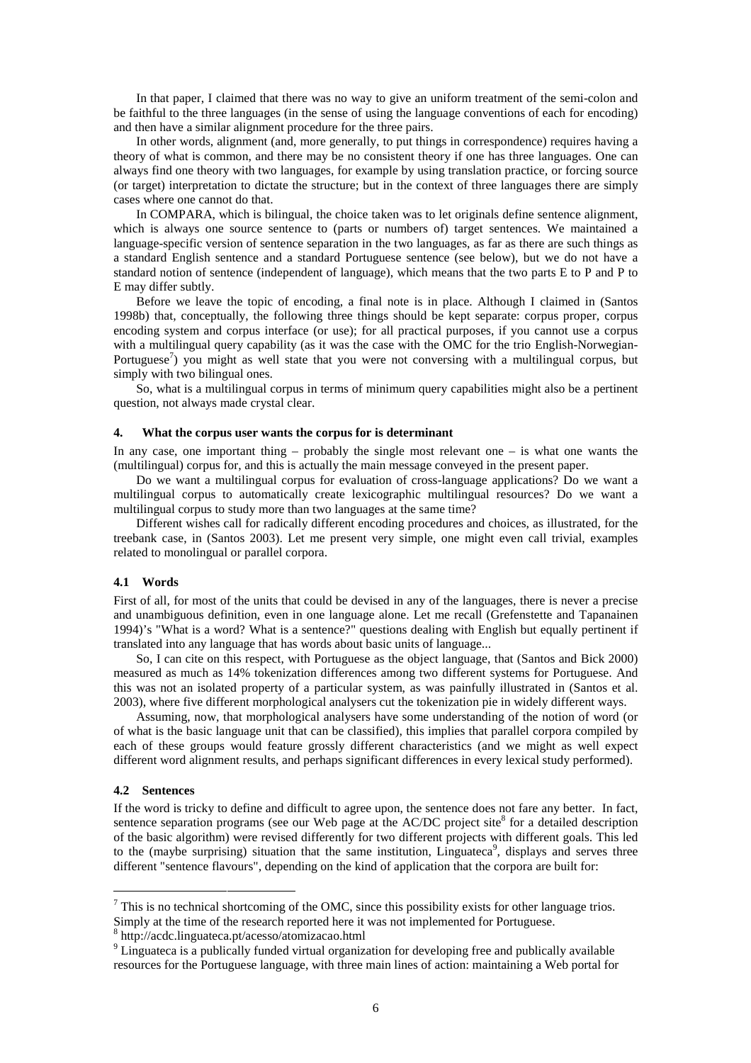In that paper, I claimed that there was no way to give an uniform treatment of the semi-colon and be faithful to the three languages (in the sense of using the language conventions of each for encoding) and then have a similar alignment procedure for the three pairs.

In other words, alignment (and, more generally, to put things in correspondence) requires having a theory of what is common, and there may be no consistent theory if one has three languages. One can always find one theory with two languages, for example by using translation practice, or forcing source (or target) interpretation to dictate the structure; but in the context of three languages there are simply cases where one cannot do that.

In COMPARA, which is bilingual, the choice taken was to let originals define sentence alignment, which is always one source sentence to (parts or numbers of) target sentences. We maintained a language-specific version of sentence separation in the two languages, as far as there are such things as a standard English sentence and a standard Portuguese sentence (see below), but we do not have a standard notion of sentence (independent of language), which means that the two parts E to P and P to E may differ subtly.

Before we leave the topic of encoding, a final note is in place. Although I claimed in (Santos 1998b) that, conceptually, the following three things should be kept separate: corpus proper, corpus encoding system and corpus interface (or use); for all practical purposes, if you cannot use a corpus with a multilingual query capability (as it was the case with the OMC for the trio English-Norwegian-Portuguese[7]) you might as well state that you were not conversing with a multilingual corpus, but simply with two bilingual ones.

So, what is a multilingual corpus in terms of minimum query capabilities might also be a pertinent question, not always made crystal clear.

## 4. What the corpus user wants the corpus for is determinant

In any case, one important thing – probably the single most relevant one – is what one wants the (multilingual) corpus for, and this is actually the main message conveyed in the present paper.

Do we want a multilingual corpus for evaluation of cross-language applications? Do we want a multilingual corpus to automatically create lexicographic multilingual resources? Do we want a multilingual corpus to study more than two languages at the same time?

Different wishes call for radically different encoding procedures and choices, as illustrated, for the treebank case, in (Santos 2003). Let me present very simple, one might even call trivial, examples related to monolingual or parallel corpora.

### 4.1 Words

First of all, for most of the units that could be devised in any of the languages, there is never a precise and unambiguous definition, even in one language alone. Let me recall (Grefenstette and Tapanainen 1994)'s "What is a word? What is a sentence?" questions dealing with English but equally pertinent if translated into any language that has words about basic units of language...

So, I can cite on this respect, with Portuguese as the object language, that (Santos and Bick 2000) measured as much as 14% tokenization differences among two different systems for Portuguese. And this was not an isolated property of a particular system, as was painfully illustrated in (Santos et al. 2003), where five different morphological analysers cut the tokenization pie in widely different ways.

Assuming, now, that morphological analysers have some understanding of the notion of word (or of what is the basic language unit that can be classified), this implies that parallel corpora compiled by each of these groups would feature grossly different characteristics (and we might as well expect different word alignment results, and perhaps significant differences in every lexical study performed).

### 4.2 Sentences

If the word is tricky to define and difficult to agree upon, the sentence does not fare any better. In fact, sentence separation programs (see our Web page at the AC/DC project site[8] for a detailed description of the basic algorithm) were revised differently for two different projects with different goals. This led to the (maybe surprising) situation that the same institution, Linguateca[9], displays and serves three different "sentence flavours", depending on the kind of application that the corpora are built for:

---

[7] This is no technical shortcoming of the OMC, since this possibility exists for other language trios. Simply at the time of the research reported here it was not implemented for Portuguese.

[8] http://acdc.linguateca.pt/acesso/atomizacao.html

[9] Linguateca is a publically funded virtual organization for developing free and publically available resources for the Portuguese language, with three main lines of action: maintaining a Web portal for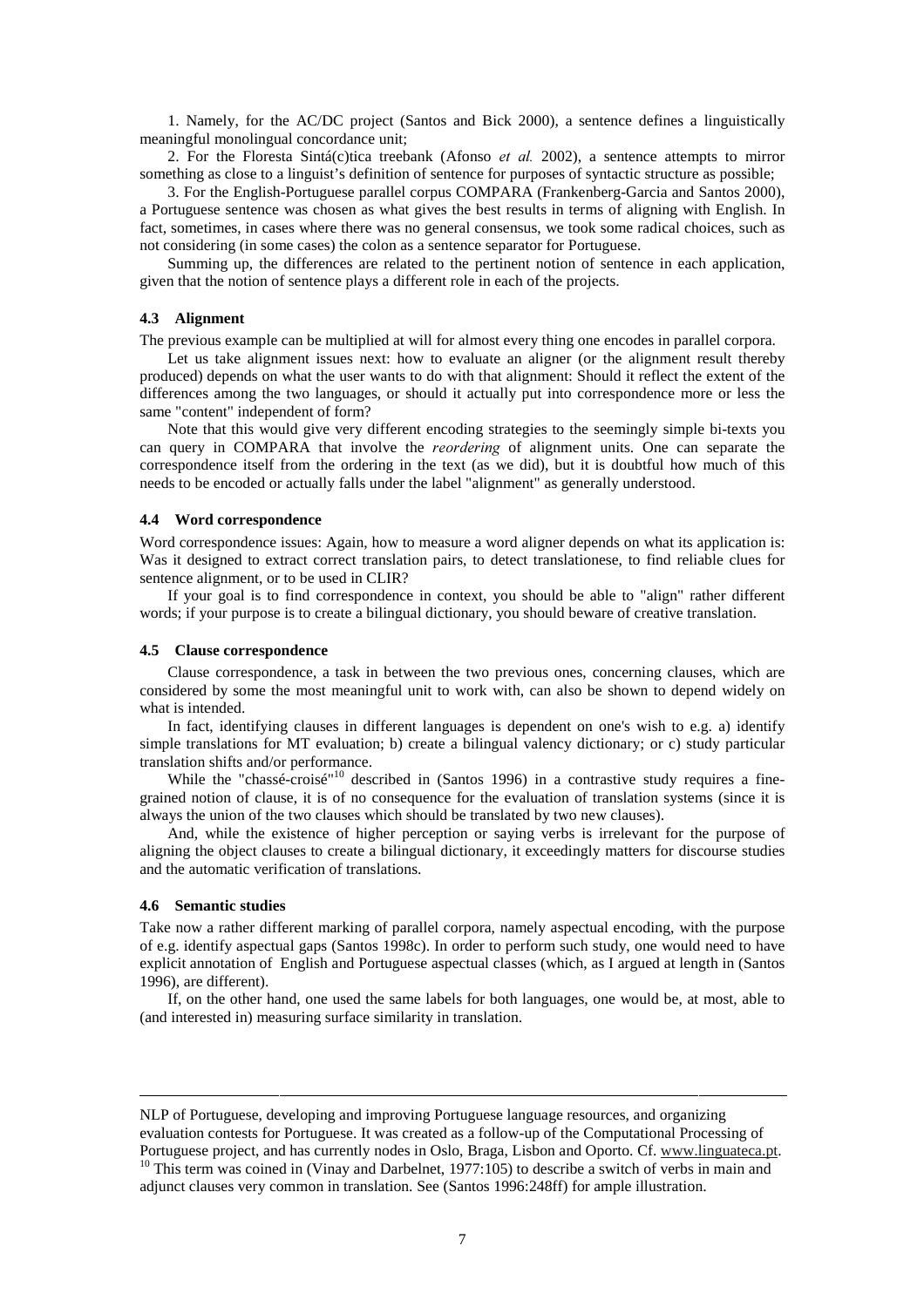1. Namely, for the AC/DC project (Santos and Bick 2000), a sentence defines a linguistically meaningful monolingual concordance unit;

2. For the Floresta Sintá(c)tica treebank (Afonso *et al.* 2002), a sentence attempts to mirror something as close to a linguist's definition of sentence for purposes of syntactic structure as possible;

3. For the English-Portuguese parallel corpus COMPARA (Frankenberg-Garcia and Santos 2000), a Portuguese sentence was chosen as what gives the best results in terms of aligning with English. In fact, sometimes, in cases where there was no general consensus, we took some radical choices, such as not considering (in some cases) the colon as a sentence separator for Portuguese.

Summing up, the differences are related to the pertinent notion of sentence in each application, given that the notion of sentence plays a different role in each of the projects.

### 4.3 Alignment

The previous example can be multiplied at will for almost every thing one encodes in parallel corpora.

Let us take alignment issues next: how to evaluate an aligner (or the alignment result thereby produced) depends on what the user wants to do with that alignment: Should it reflect the extent of the differences among the two languages, or should it actually put into correspondence more or less the same "content" independent of form?

Note that this would give very different encoding strategies to the seemingly simple bi-texts you can query in COMPARA that involve the *reordering* of alignment units. One can separate the correspondence itself from the ordering in the text (as we did), but it is doubtful how much of this needs to be encoded or actually falls under the label "alignment" as generally understood.

### 4.4 Word correspondence

Word correspondence issues: Again, how to measure a word aligner depends on what its application is: Was it designed to extract correct translation pairs, to detect translationese, to find reliable clues for sentence alignment, or to be used in CLIR?

If your goal is to find correspondence in context, you should be able to "align" rather different words; if your purpose is to create a bilingual dictionary, you should beware of creative translation.

### 4.5 Clause correspondence

Clause correspondence, a task in between the two previous ones, concerning clauses, which are considered by some the most meaningful unit to work with, can also be shown to depend widely on what is intended.

In fact, identifying clauses in different languages is dependent on one's wish to e.g. a) identify simple translations for MT evaluation; b) create a bilingual valency dictionary; or c) study particular translation shifts and/or performance.

While the "chassé-croisé"[10] described in (Santos 1996) in a contrastive study requires a fine-grained notion of clause, it is of no consequence for the evaluation of translation systems (since it is always the union of the two clauses which should be translated by two new clauses).

And, while the existence of higher perception or saying verbs is irrelevant for the purpose of aligning the object clauses to create a bilingual dictionary, it exceedingly matters for discourse studies and the automatic verification of translations.

### 4.6 Semantic studies

Take now a rather different marking of parallel corpora, namely aspectual encoding, with the purpose of e.g. identify aspectual gaps (Santos 1998c). In order to perform such study, one would need to have explicit annotation of English and Portuguese aspectual classes (which, as I argued at length in (Santos 1996), are different).

If, on the other hand, one used the same labels for both languages, one would be, at most, able to (and interested in) measuring surface similarity in translation.

---

NLP of Portuguese, developing and improving Portuguese language resources, and organizing evaluation contests for Portuguese. It was created as a follow-up of the Computational Processing of Portuguese project, and has currently nodes in Oslo, Braga, Lisbon and Oporto. Cf. www.linguateca.pt.

[10] This term was coined in (Vinay and Darbelnet, 1977:105) to describe a switch of verbs in main and adjunct clauses very common in translation. See (Santos 1996:248ff) for ample illustration.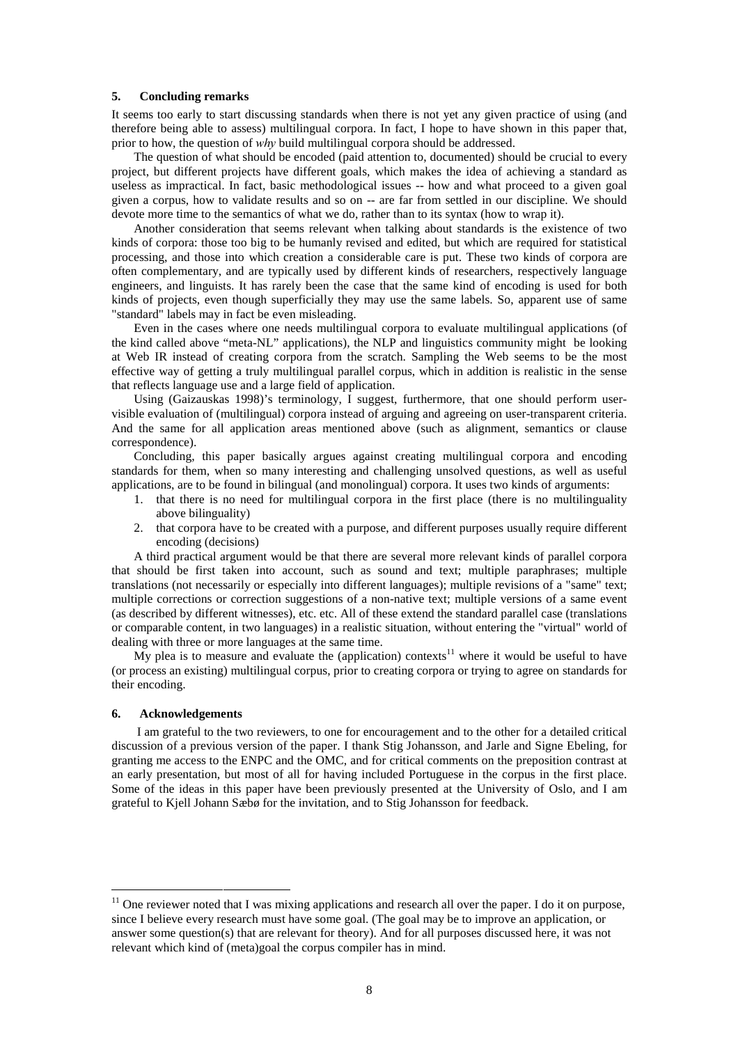## 5. Concluding remarks

It seems too early to start discussing standards when there is not yet any given practice of using (and therefore being able to assess) multilingual corpora. In fact, I hope to have shown in this paper that, prior to how, the question of *why* build multilingual corpora should be addressed.

The question of what should be encoded (paid attention to, documented) should be crucial to every project, but different projects have different goals, which makes the idea of achieving a standard as useless as impractical. In fact, basic methodological issues -- how and what proceed to a given goal given a corpus, how to validate results and so on -- are far from settled in our discipline. We should devote more time to the semantics of what we do, rather than to its syntax (how to wrap it).

Another consideration that seems relevant when talking about standards is the existence of two kinds of corpora: those too big to be humanly revised and edited, but which are required for statistical processing, and those into which creation a considerable care is put. These two kinds of corpora are often complementary, and are typically used by different kinds of researchers, respectively language engineers, and linguists. It has rarely been the case that the same kind of encoding is used for both kinds of projects, even though superficially they may use the same labels. So, apparent use of same "standard" labels may in fact be very misleading.

Even in the cases where one needs multilingual corpora to evaluate multilingual applications (of the kind called above "meta-NL" applications), the NLP and linguistics community might be looking at Web IR instead of creating corpora from the scratch. Sampling the Web seems to be the most effective way of getting a truly multilingual parallel corpus, which in addition is realistic in the sense that reflects language use and a large field of application.

Using (Gaizauskas 1998)'s terminology, I suggest, furthermore, that one should perform user-visible evaluation of (multilingual) corpora instead of arguing and agreeing on user-transparent criteria. And the same for all application areas mentioned above (such as alignment, semantics or clause correspondence).

Concluding, this paper basically argues against creating multilingual corpora and encoding standards for them, when so many interesting and challenging unsolved questions, as well as useful applications, are to be found in bilingual (and monolingual) corpora. It uses two kinds of arguments:

1. that there is no need for multilingual corpora in the first place (there is no multilinguality above bilinguality)
2. that corpora have to be created with a purpose, and different purposes usually require different encoding (decisions)

A third practical argument would be that there are several more relevant kinds of parallel corpora that should be first taken into account, such as sound and text; multiple paraphrases; multiple translations (not necessarily or especially into different languages); multiple revisions of a "same" text; multiple corrections or correction suggestions of a non-native text; multiple versions of a same event (as described by different witnesses), etc. etc. All of these extend the standard parallel case (translations or comparable content, in two languages) in a realistic situation, without entering the "virtual" world of dealing with three or more languages at the same time.

My plea is to measure and evaluate the (application) contexts[11] where it would be useful to have (or process an existing) multilingual corpus, prior to creating corpora or trying to agree on standards for their encoding.

## 6. Acknowledgements

I am grateful to the two reviewers, to one for encouragement and to the other for a detailed critical discussion of a previous version of the paper. I thank Stig Johansson, and Jarle and Signe Ebeling, for granting me access to the ENPC and the OMC, and for critical comments on the preposition contrast at an early presentation, but most of all for having included Portuguese in the corpus in the first place. Some of the ideas in this paper have been previously presented at the University of Oslo, and I am grateful to Kjell Johann Sæbø for the invitation, and to Stig Johansson for feedback.

---

[11] One reviewer noted that I was mixing applications and research all over the paper. I do it on purpose, since I believe every research must have some goal. (The goal may be to improve an application, or answer some question(s) that are relevant for theory). And for all purposes discussed here, it was not relevant which kind of (meta)goal the corpus compiler has in mind.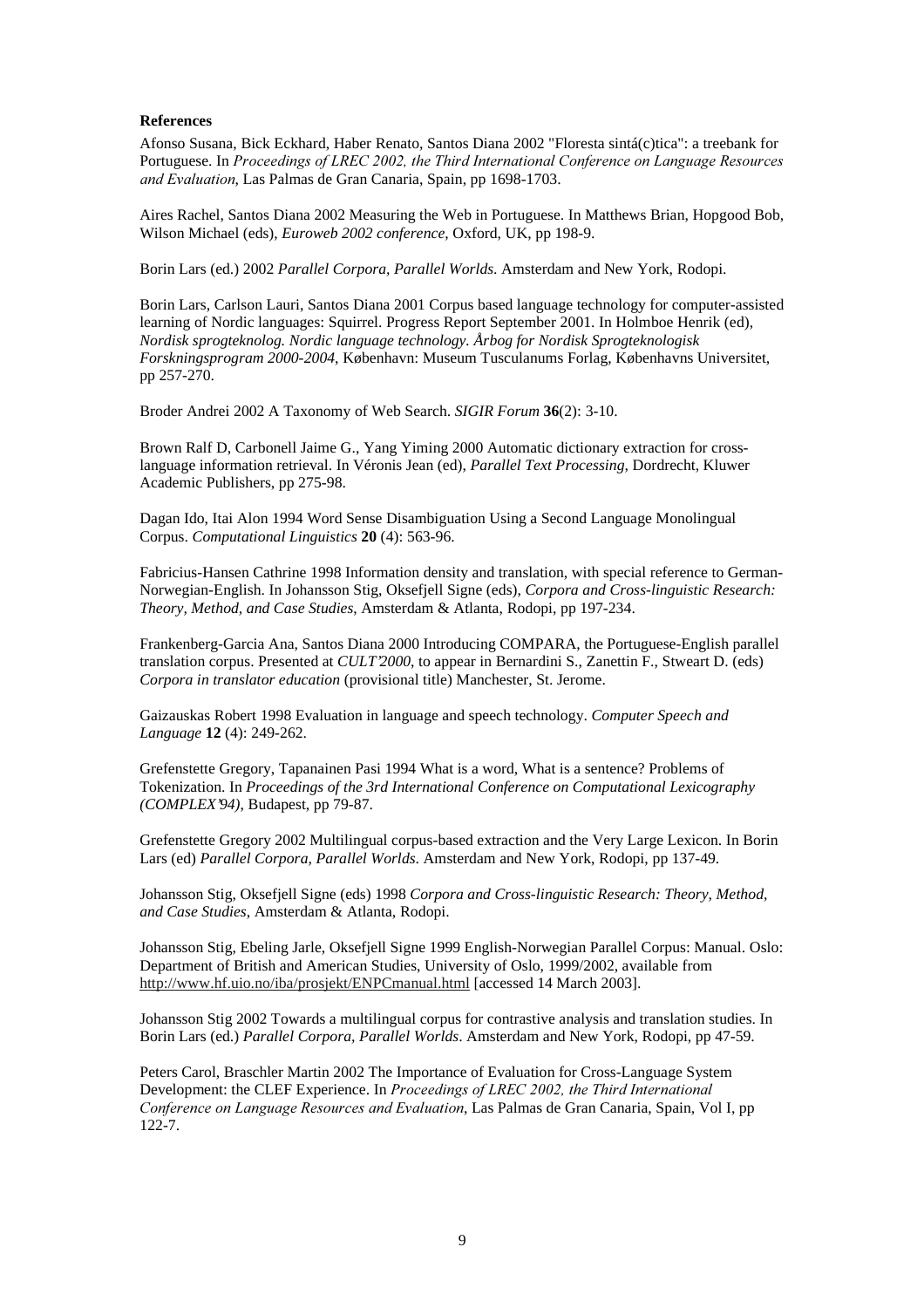**References**

Afonso Susana, Bick Eckhard, Haber Renato, Santos Diana 2002 "Floresta sintá(c)tica": a treebank for Portuguese. In *Proceedings of LREC 2002, the Third International Conference on Language Resources and Evaluation*, Las Palmas de Gran Canaria, Spain, pp 1698-1703.

Aires Rachel, Santos Diana 2002 Measuring the Web in Portuguese. In Matthews Brian, Hopgood Bob, Wilson Michael (eds), *Euroweb 2002 conference*, Oxford, UK, pp 198-9.

Borin Lars (ed.) 2002 *Parallel Corpora, Parallel Worlds*. Amsterdam and New York, Rodopi.

Borin Lars, Carlson Lauri, Santos Diana 2001 Corpus based language technology for computer-assisted learning of Nordic languages: Squirrel. Progress Report September 2001. In Holmboe Henrik (ed), *Nordisk sprogteknolog. Nordic language technology. Årbog for Nordisk Sprogteknologisk Forskningsprogram 2000-2004*, København: Museum Tusculanums Forlag, Københavns Universitet, pp 257-270.

Broder Andrei 2002 A Taxonomy of Web Search. *SIGIR Forum* **36**(2): 3-10.

Brown Ralf D, Carbonell Jaime G., Yang Yiming 2000 Automatic dictionary extraction for cross-language information retrieval. In Véronis Jean (ed), *Parallel Text Processing*, Dordrecht, Kluwer Academic Publishers, pp 275-98.

Dagan Ido, Itai Alon 1994 Word Sense Disambiguation Using a Second Language Monolingual Corpus. *Computational Linguistics* **20** (4): 563-96.

Fabricius-Hansen Cathrine 1998 Information density and translation, with special reference to German-Norwegian-English. In Johansson Stig, Oksefjell Signe (eds), *Corpora and Cross-linguistic Research: Theory, Method, and Case Studies*, Amsterdam & Atlanta, Rodopi, pp 197-234.

Frankenberg-Garcia Ana, Santos Diana 2000 Introducing COMPARA, the Portuguese-English parallel translation corpus. Presented at *CULT'2000*, to appear in Bernardini S., Zanettin F., Stweart D. (eds) *Corpora in translator education* (provisional title) Manchester, St. Jerome.

Gaizauskas Robert 1998 Evaluation in language and speech technology. *Computer Speech and Language* **12** (4): 249-262.

Grefenstette Gregory, Tapanainen Pasi 1994 What is a word, What is a sentence? Problems of Tokenization. In *Proceedings of the 3rd International Conference on Computational Lexicography (COMPLEX'94)*, Budapest, pp 79-87.

Grefenstette Gregory 2002 Multilingual corpus-based extraction and the Very Large Lexicon. In Borin Lars (ed) *Parallel Corpora, Parallel Worlds.* Amsterdam and New York, Rodopi, pp 137-49.

Johansson Stig, Oksefjell Signe (eds) 1998 *Corpora and Cross-linguistic Research: Theory, Method, and Case Studies*, Amsterdam & Atlanta, Rodopi.

Johansson Stig, Ebeling Jarle, Oksefjell Signe 1999 English-Norwegian Parallel Corpus: Manual. Oslo: Department of British and American Studies, University of Oslo, 1999/2002, available from http://www.hf.uio.no/iba/prosjekt/ENPCmanual.html [accessed 14 March 2003].

Johansson Stig 2002 Towards a multilingual corpus for contrastive analysis and translation studies. In Borin Lars (ed.) *Parallel Corpora, Parallel Worlds*. Amsterdam and New York, Rodopi, pp 47-59.

Peters Carol, Braschler Martin 2002 The Importance of Evaluation for Cross-Language System Development: the CLEF Experience. In *Proceedings of LREC 2002, the Third International Conference on Language Resources and Evaluation*, Las Palmas de Gran Canaria, Spain, Vol I, pp 122-7.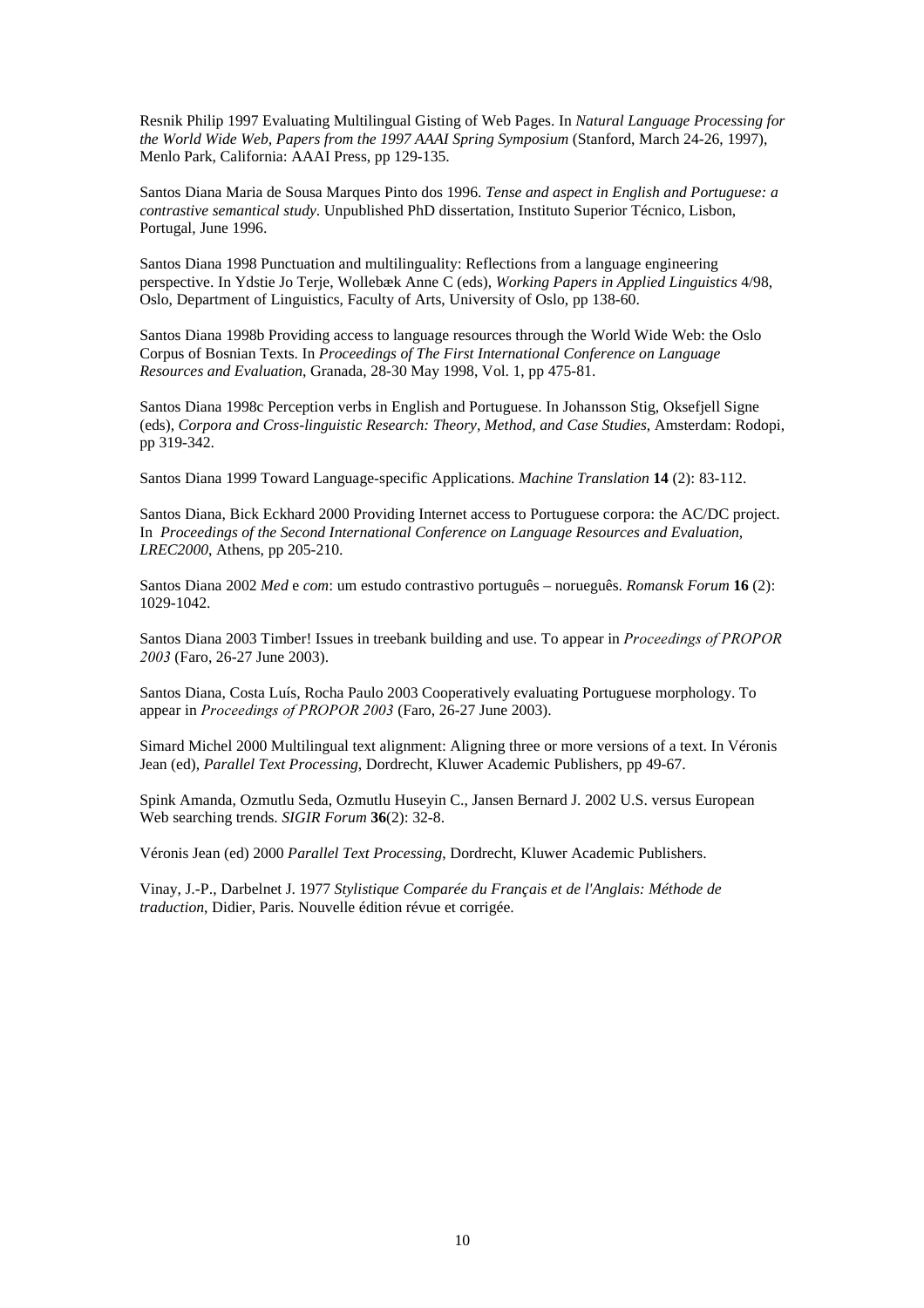Resnik Philip 1997 Evaluating Multilingual Gisting of Web Pages. In *Natural Language Processing for the World Wide Web, Papers from the 1997 AAAI Spring Symposium* (Stanford, March 24-26, 1997), Menlo Park, California: AAAI Press, pp 129-135.

Santos Diana Maria de Sousa Marques Pinto dos 1996. *Tense and aspect in English and Portuguese: a contrastive semantical study*. Unpublished PhD dissertation, Instituto Superior Técnico, Lisbon, Portugal, June 1996.

Santos Diana 1998 Punctuation and multilinguality: Reflections from a language engineering perspective. In Ydstie Jo Terje, Wollebæk Anne C (eds), *Working Papers in Applied Linguistics* 4/98, Oslo, Department of Linguistics, Faculty of Arts, University of Oslo, pp 138-60.

Santos Diana 1998b Providing access to language resources through the World Wide Web: the Oslo Corpus of Bosnian Texts. In *Proceedings of The First International Conference on Language Resources and Evaluation*, Granada, 28-30 May 1998, Vol. 1, pp 475-81.

Santos Diana 1998c Perception verbs in English and Portuguese. In Johansson Stig, Oksefjell Signe (eds), *Corpora and Cross-linguistic Research: Theory, Method, and Case Studies*, Amsterdam: Rodopi, pp 319-342.

Santos Diana 1999 Toward Language-specific Applications. *Machine Translation* **14** (2): 83-112.

Santos Diana, Bick Eckhard 2000 Providing Internet access to Portuguese corpora: the AC/DC project. In *Proceedings of the Second International Conference on Language Resources and Evaluation, LREC2000*, Athens, pp 205-210.

Santos Diana 2002 *Med* e *com*: um estudo contrastivo português – norueguês. *Romansk Forum* **16** (2): 1029-1042.

Santos Diana 2003 Timber! Issues in treebank building and use. To appear in *Proceedings of PROPOR 2003* (Faro, 26-27 June 2003).

Santos Diana, Costa Luís, Rocha Paulo 2003 Cooperatively evaluating Portuguese morphology. To appear in *Proceedings of PROPOR 2003* (Faro, 26-27 June 2003).

Simard Michel 2000 Multilingual text alignment: Aligning three or more versions of a text. In Véronis Jean (ed), *Parallel Text Processing*, Dordrecht, Kluwer Academic Publishers, pp 49-67.

Spink Amanda, Ozmutlu Seda, Ozmutlu Huseyin C., Jansen Bernard J. 2002 U.S. versus European Web searching trends. *SIGIR Forum* **36**(2): 32-8.

Véronis Jean (ed) 2000 *Parallel Text Processing*, Dordrecht, Kluwer Academic Publishers.

Vinay, J.-P., Darbelnet J. 1977 *Stylistique Comparée du Français et de l'Anglais: Méthode de traduction*, Didier, Paris. Nouvelle édition révue et corrigée.